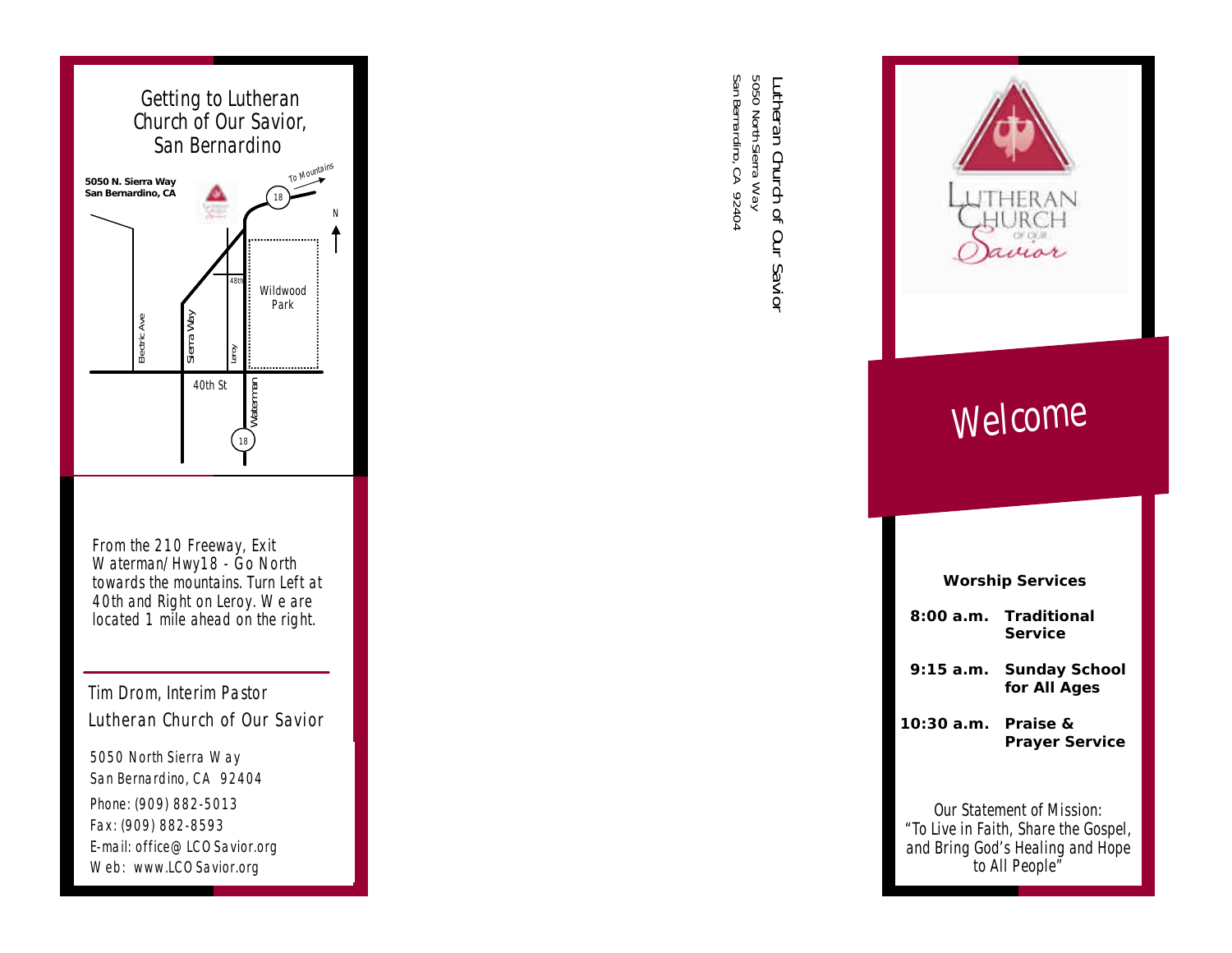# Getting to Lutheran Church of Our Savior, San Bernardino

**5050 N. Sierra Way**
**San Bernardino, CA**

To Mountains

18

N

48th

Wildwood Park

Electric Ave

Sierra Way

Leroy

40th St

Waterman

18

From the 210 Freeway, Exit Waterman/Hwy18 - Go North towards the mountains. Turn Left at 40th and Right on Leroy. We are located 1 mile ahead on the right.

---

Tim Drom, Interim Pastor

Lutheran Church of Our Savior

5050 North Sierra Way
San Bernardino, CA 92404
Phone: (909) 882-5013
Fax: (909) 882-8593
E-mail: office@LCOSavior.org
Web: www.LCOSavior.org

Lutheran Church of Our Savior
5050 North Sierra Way
San Bernardino, CA 92404

Lutheran Church of Our Savior

# Welcome

**Worship Services**

| | |
|---|---|
| **8:00 a.m.** | **Traditional Service** |
| **9:15 a.m.** | **Sunday School for All Ages** |
| **10:30 a.m.** | **Praise & Prayer Service** |

Our Statement of Mission:
"To Live in Faith, Share the Gospel, and Bring God's Healing and Hope to All People"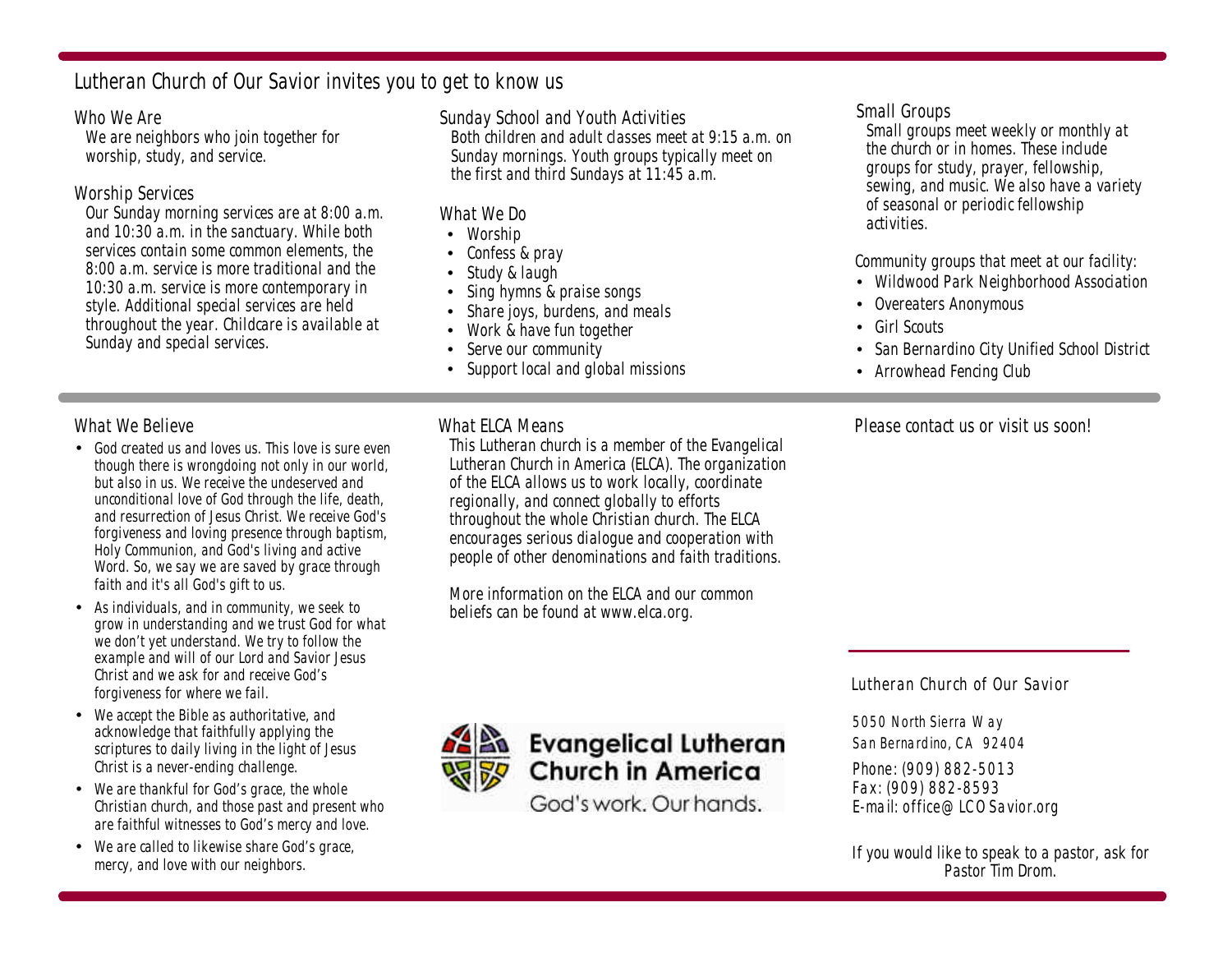# Lutheran Church of Our Savior invites you to get to know us

## Who We Are

We are neighbors who join together for worship, study, and service.

## Worship Services

Our Sunday morning services are at 8:00 a.m. and 10:30 a.m. in the sanctuary. While both services contain some common elements, the 8:00 a.m. service is more traditional and the 10:30 a.m. service is more contemporary in style. Additional special services are held throughout the year. Childcare is available at Sunday and special services.

## Sunday School and Youth Activities

Both children and adult classes meet at 9:15 a.m. on Sunday mornings. Youth groups typically meet on the first and third Sundays at 11:45 a.m.

## What We Do

- Worship
- Confess & pray
- Study & laugh
- Sing hymns & praise songs
- Share joys, burdens, and meals
- Work & have fun together
- Serve our community
- Support local and global missions

## Small Groups

Small groups meet weekly or monthly at the church or in homes. These include groups for study, prayer, fellowship, sewing, and music. We also have a variety of seasonal or periodic fellowship activities.

Community groups that meet at our facility:

- Wildwood Park Neighborhood Association
- Overeaters Anonymous
- Girl Scouts
- San Bernardino City Unified School District
- Arrowhead Fencing Club

## What We Believe

- God created us and loves us. This love is sure even though there is wrongdoing not only in our world, but also in us. We receive the undeserved and unconditional love of God through the life, death, and resurrection of Jesus Christ. We receive God's forgiveness and loving presence through baptism, Holy Communion, and God's living and active Word. So, we say we are saved by grace through faith and it's all God's gift to us.
- As individuals, and in community, we seek to grow in understanding and we trust God for what we don't yet understand. We try to follow the example and will of our Lord and Savior Jesus Christ and we ask for and receive God's forgiveness for where we fail.
- We accept the Bible as authoritative, and acknowledge that faithfully applying the scriptures to daily living in the light of Jesus Christ is a never-ending challenge.
- We are thankful for God's grace, the whole Christian church, and those past and present who are faithful witnesses to God's mercy and love.
- We are called to likewise share God's grace, mercy, and love with our neighbors.

## What ELCA Means

This Lutheran church is a member of the Evangelical Lutheran Church in America (ELCA). The organization of the ELCA allows us to work locally, coordinate regionally, and connect globally to efforts throughout the whole Christian church. The ELCA encourages serious dialogue and cooperation with people of other denominations and faith traditions.

More information on the ELCA and our common beliefs can be found at www.elca.org.

Evangelical Lutheran Church in America

God's work. Our hands.

Please contact us or visit us soon!

Lutheran Church of Our Savior

5050 North Sierra Way
San Bernardino, CA 92404

Phone: (909) 882-5013
Fax: (909) 882-8593
E-mail: office@LCOSavior.org

If you would like to speak to a pastor, ask for Pastor Tim Drom.